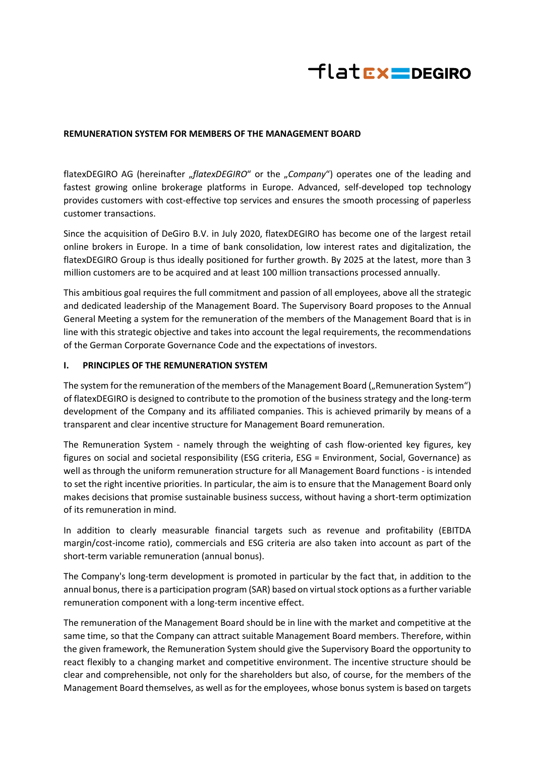**REMUNERATION SYSTEM FOR MEMBERS OF THE MANAGEMENT BOARD**

flatexDEGIRO AG (hereinafter „*flatexDEGIRO*" or the „*Company*") operates one of the leading and fastest growing online brokerage platforms in Europe. Advanced, self-developed top technology provides customers with cost-effective top services and ensures the smooth processing of paperless customer transactions.

Since the acquisition of DeGiro B.V. in July 2020, flatexDEGIRO has become one of the largest retail online brokers in Europe. In a time of bank consolidation, low interest rates and digitalization, the flatexDEGIRO Group is thus ideally positioned for further growth. By 2025 at the latest, more than 3 million customers are to be acquired and at least 100 million transactions processed annually.

This ambitious goal requires the full commitment and passion of all employees, above all the strategic and dedicated leadership of the Management Board. The Supervisory Board proposes to the Annual General Meeting a system for the remuneration of the members of the Management Board that is in line with this strategic objective and takes into account the legal requirements, the recommendations of the German Corporate Governance Code and the expectations of investors.

## I. PRINCIPLES OF THE REMUNERATION SYSTEM

The system for the remuneration of the members of the Management Board („Remuneration System") of flatexDEGIRO is designed to contribute to the promotion of the business strategy and the long-term development of the Company and its affiliated companies. This is achieved primarily by means of a transparent and clear incentive structure for Management Board remuneration.

The Remuneration System - namely through the weighting of cash flow-oriented key figures, key figures on social and societal responsibility (ESG criteria, ESG = Environment, Social, Governance) as well as through the uniform remuneration structure for all Management Board functions - is intended to set the right incentive priorities. In particular, the aim is to ensure that the Management Board only makes decisions that promise sustainable business success, without having a short-term optimization of its remuneration in mind.

In addition to clearly measurable financial targets such as revenue and profitability (EBITDA margin/cost-income ratio), commercials and ESG criteria are also taken into account as part of the short-term variable remuneration (annual bonus).

The Company's long-term development is promoted in particular by the fact that, in addition to the annual bonus, there is a participation program (SAR) based on virtual stock options as a further variable remuneration component with a long-term incentive effect.

The remuneration of the Management Board should be in line with the market and competitive at the same time, so that the Company can attract suitable Management Board members. Therefore, within the given framework, the Remuneration System should give the Supervisory Board the opportunity to react flexibly to a changing market and competitive environment. The incentive structure should be clear and comprehensible, not only for the shareholders but also, of course, for the members of the Management Board themselves, as well as for the employees, whose bonus system is based on targets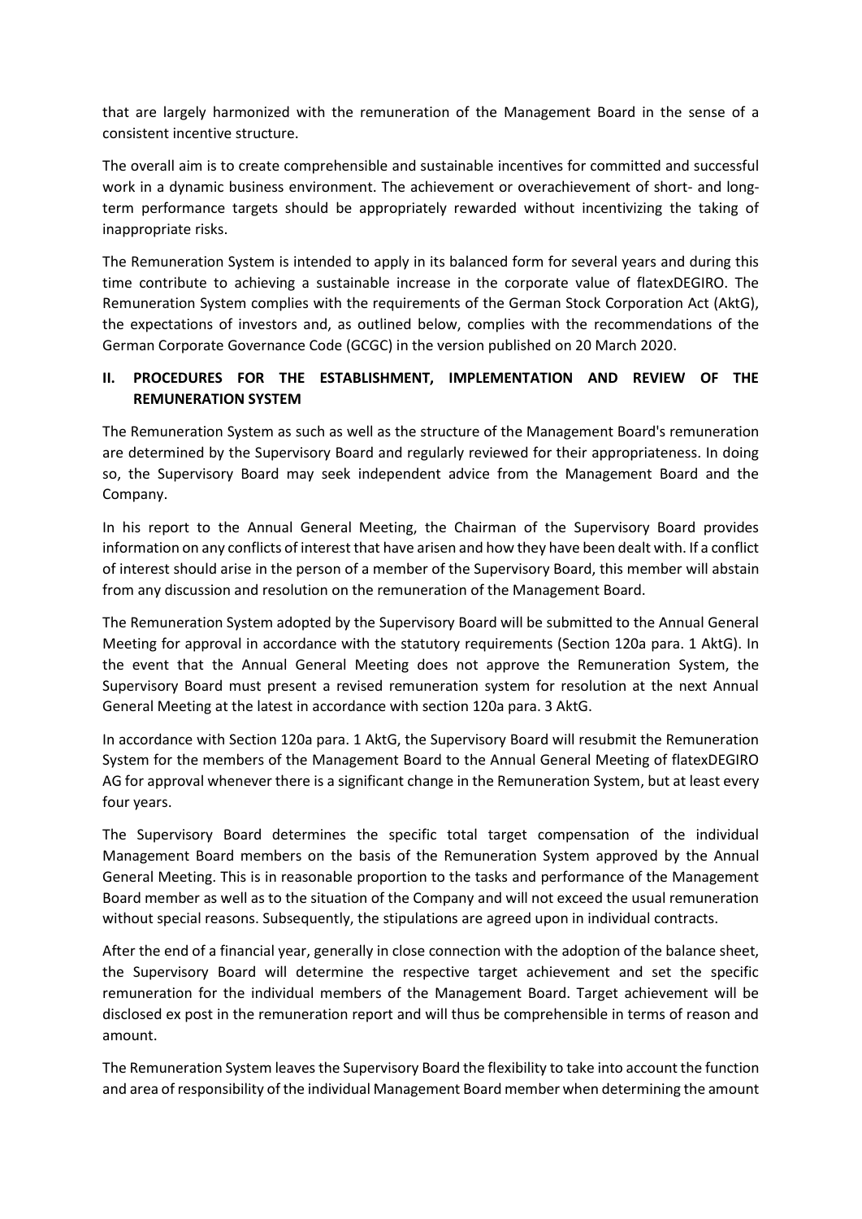that are largely harmonized with the remuneration of the Management Board in the sense of a consistent incentive structure.

The overall aim is to create comprehensible and sustainable incentives for committed and successful work in a dynamic business environment. The achievement or overachievement of short- and long-term performance targets should be appropriately rewarded without incentivizing the taking of inappropriate risks.

The Remuneration System is intended to apply in its balanced form for several years and during this time contribute to achieving a sustainable increase in the corporate value of flatexDEGIRO. The Remuneration System complies with the requirements of the German Stock Corporation Act (AktG), the expectations of investors and, as outlined below, complies with the recommendations of the German Corporate Governance Code (GCGC) in the version published on 20 March 2020.

## II. PROCEDURES FOR THE ESTABLISHMENT, IMPLEMENTATION AND REVIEW OF THE REMUNERATION SYSTEM

The Remuneration System as such as well as the structure of the Management Board's remuneration are determined by the Supervisory Board and regularly reviewed for their appropriateness. In doing so, the Supervisory Board may seek independent advice from the Management Board and the Company.

In his report to the Annual General Meeting, the Chairman of the Supervisory Board provides information on any conflicts of interest that have arisen and how they have been dealt with. If a conflict of interest should arise in the person of a member of the Supervisory Board, this member will abstain from any discussion and resolution on the remuneration of the Management Board.

The Remuneration System adopted by the Supervisory Board will be submitted to the Annual General Meeting for approval in accordance with the statutory requirements (Section 120a para. 1 AktG). In the event that the Annual General Meeting does not approve the Remuneration System, the Supervisory Board must present a revised remuneration system for resolution at the next Annual General Meeting at the latest in accordance with section 120a para. 3 AktG.

In accordance with Section 120a para. 1 AktG, the Supervisory Board will resubmit the Remuneration System for the members of the Management Board to the Annual General Meeting of flatexDEGIRO AG for approval whenever there is a significant change in the Remuneration System, but at least every four years.

The Supervisory Board determines the specific total target compensation of the individual Management Board members on the basis of the Remuneration System approved by the Annual General Meeting. This is in reasonable proportion to the tasks and performance of the Management Board member as well as to the situation of the Company and will not exceed the usual remuneration without special reasons. Subsequently, the stipulations are agreed upon in individual contracts.

After the end of a financial year, generally in close connection with the adoption of the balance sheet, the Supervisory Board will determine the respective target achievement and set the specific remuneration for the individual members of the Management Board. Target achievement will be disclosed ex post in the remuneration report and will thus be comprehensible in terms of reason and amount.

The Remuneration System leaves the Supervisory Board the flexibility to take into account the function and area of responsibility of the individual Management Board member when determining the amount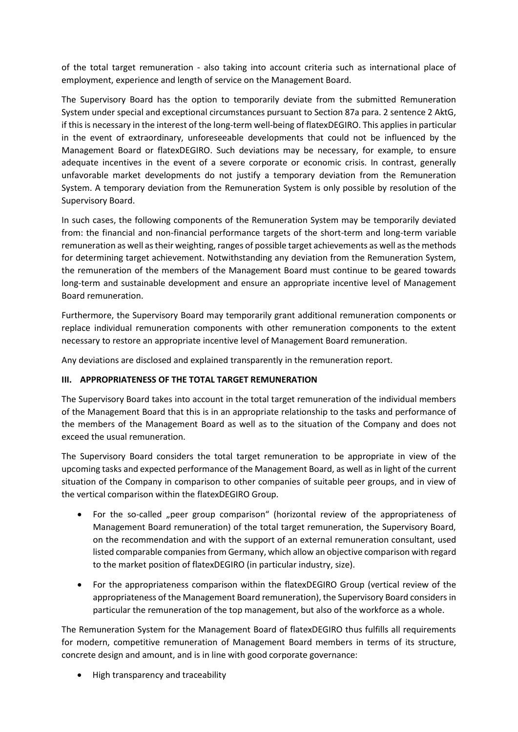of the total target remuneration - also taking into account criteria such as international place of employment, experience and length of service on the Management Board.

The Supervisory Board has the option to temporarily deviate from the submitted Remuneration System under special and exceptional circumstances pursuant to Section 87a para. 2 sentence 2 AktG, if this is necessary in the interest of the long-term well-being of flatexDEGIRO. This applies in particular in the event of extraordinary, unforeseeable developments that could not be influenced by the Management Board or flatexDEGIRO. Such deviations may be necessary, for example, to ensure adequate incentives in the event of a severe corporate or economic crisis. In contrast, generally unfavorable market developments do not justify a temporary deviation from the Remuneration System. A temporary deviation from the Remuneration System is only possible by resolution of the Supervisory Board.

In such cases, the following components of the Remuneration System may be temporarily deviated from: the financial and non-financial performance targets of the short-term and long-term variable remuneration as well as their weighting, ranges of possible target achievements as well as the methods for determining target achievement. Notwithstanding any deviation from the Remuneration System, the remuneration of the members of the Management Board must continue to be geared towards long-term and sustainable development and ensure an appropriate incentive level of Management Board remuneration.

Furthermore, the Supervisory Board may temporarily grant additional remuneration components or replace individual remuneration components with other remuneration components to the extent necessary to restore an appropriate incentive level of Management Board remuneration.

Any deviations are disclosed and explained transparently in the remuneration report.

## III. APPROPRIATENESS OF THE TOTAL TARGET REMUNERATION

The Supervisory Board takes into account in the total target remuneration of the individual members of the Management Board that this is in an appropriate relationship to the tasks and performance of the members of the Management Board as well as to the situation of the Company and does not exceed the usual remuneration.

The Supervisory Board considers the total target remuneration to be appropriate in view of the upcoming tasks and expected performance of the Management Board, as well as in light of the current situation of the Company in comparison to other companies of suitable peer groups, and in view of the vertical comparison within the flatexDEGIRO Group.

- For the so-called „peer group comparison" (horizontal review of the appropriateness of Management Board remuneration) of the total target remuneration, the Supervisory Board, on the recommendation and with the support of an external remuneration consultant, used listed comparable companies from Germany, which allow an objective comparison with regard to the market position of flatexDEGIRO (in particular industry, size).
- For the appropriateness comparison within the flatexDEGIRO Group (vertical review of the appropriateness of the Management Board remuneration), the Supervisory Board considers in particular the remuneration of the top management, but also of the workforce as a whole.

The Remuneration System for the Management Board of flatexDEGIRO thus fulfills all requirements for modern, competitive remuneration of Management Board members in terms of its structure, concrete design and amount, and is in line with good corporate governance:

- High transparency and traceability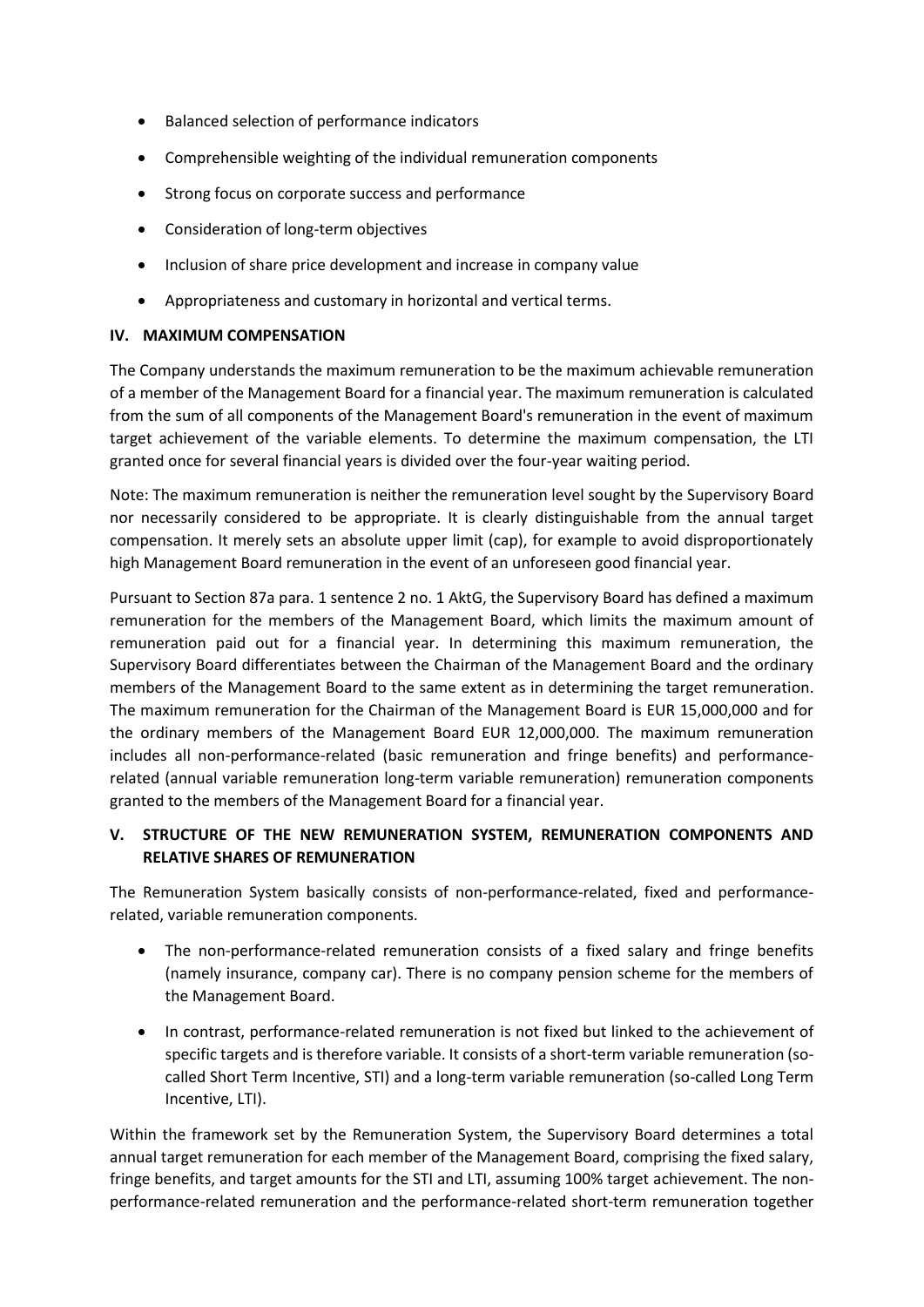- Balanced selection of performance indicators
- Comprehensible weighting of the individual remuneration components
- Strong focus on corporate success and performance
- Consideration of long-term objectives
- Inclusion of share price development and increase in company value
- Appropriateness and customary in horizontal and vertical terms.

## IV. MAXIMUM COMPENSATION

The Company understands the maximum remuneration to be the maximum achievable remuneration of a member of the Management Board for a financial year. The maximum remuneration is calculated from the sum of all components of the Management Board's remuneration in the event of maximum target achievement of the variable elements. To determine the maximum compensation, the LTI granted once for several financial years is divided over the four-year waiting period.

Note: The maximum remuneration is neither the remuneration level sought by the Supervisory Board nor necessarily considered to be appropriate. It is clearly distinguishable from the annual target compensation. It merely sets an absolute upper limit (cap), for example to avoid disproportionately high Management Board remuneration in the event of an unforeseen good financial year.

Pursuant to Section 87a para. 1 sentence 2 no. 1 AktG, the Supervisory Board has defined a maximum remuneration for the members of the Management Board, which limits the maximum amount of remuneration paid out for a financial year. In determining this maximum remuneration, the Supervisory Board differentiates between the Chairman of the Management Board and the ordinary members of the Management Board to the same extent as in determining the target remuneration. The maximum remuneration for the Chairman of the Management Board is EUR 15,000,000 and for the ordinary members of the Management Board EUR 12,000,000. The maximum remuneration includes all non-performance-related (basic remuneration and fringe benefits) and performance-related (annual variable remuneration long-term variable remuneration) remuneration components granted to the members of the Management Board for a financial year.

## V. STRUCTURE OF THE NEW REMUNERATION SYSTEM, REMUNERATION COMPONENTS AND RELATIVE SHARES OF REMUNERATION

The Remuneration System basically consists of non-performance-related, fixed and performance-related, variable remuneration components.

- The non-performance-related remuneration consists of a fixed salary and fringe benefits (namely insurance, company car). There is no company pension scheme for the members of the Management Board.
- In contrast, performance-related remuneration is not fixed but linked to the achievement of specific targets and is therefore variable. It consists of a short-term variable remuneration (so-called Short Term Incentive, STI) and a long-term variable remuneration (so-called Long Term Incentive, LTI).

Within the framework set by the Remuneration System, the Supervisory Board determines a total annual target remuneration for each member of the Management Board, comprising the fixed salary, fringe benefits, and target amounts for the STI and LTI, assuming 100% target achievement. The non-performance-related remuneration and the performance-related short-term remuneration together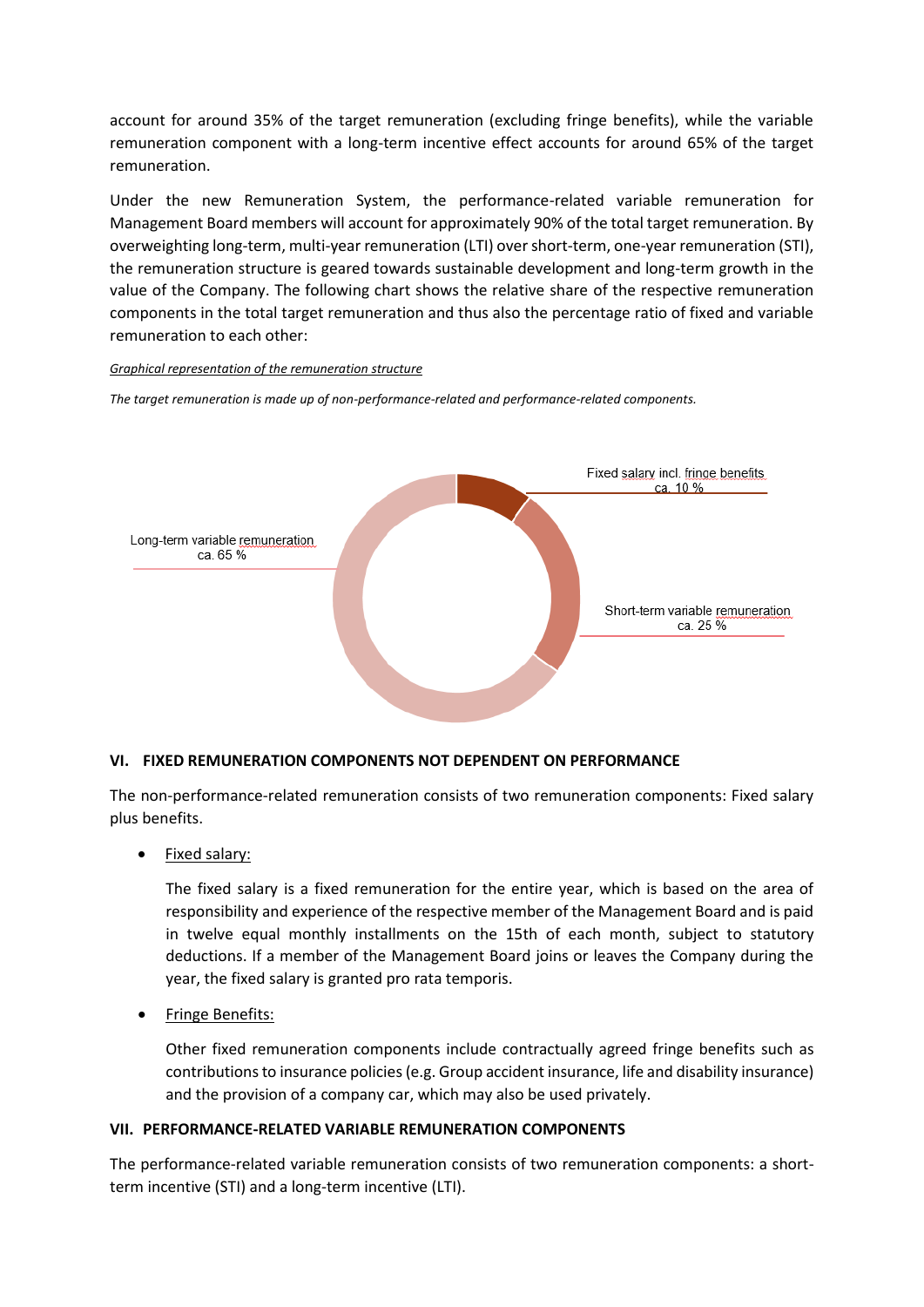account for around 35% of the target remuneration (excluding fringe benefits), while the variable remuneration component with a long-term incentive effect accounts for around 65% of the target remuneration.

Under the new Remuneration System, the performance-related variable remuneration for Management Board members will account for approximately 90% of the total target remuneration. By overweighting long-term, multi-year remuneration (LTI) over short-term, one-year remuneration (STI), the remuneration structure is geared towards sustainable development and long-term growth in the value of the Company. The following chart shows the relative share of the respective remuneration components in the total target remuneration and thus also the percentage ratio of fixed and variable remuneration to each other:

*Graphical representation of the remuneration structure*

*The target remuneration is made up of non-performance-related and performance-related components.*

Fixed salary incl. fringe benefits
ca. 10 %

Short-term variable remuneration
ca. 25 %

Long-term variable remuneration
ca. 65 %

## VI. FIXED REMUNERATION COMPONENTS NOT DEPENDENT ON PERFORMANCE

The non-performance-related remuneration consists of two remuneration components: Fixed salary plus benefits.

- Fixed salary:

  The fixed salary is a fixed remuneration for the entire year, which is based on the area of responsibility and experience of the respective member of the Management Board and is paid in twelve equal monthly installments on the 15th of each month, subject to statutory deductions. If a member of the Management Board joins or leaves the Company during the year, the fixed salary is granted pro rata temporis.

- Fringe Benefits:

  Other fixed remuneration components include contractually agreed fringe benefits such as contributions to insurance policies (e.g. Group accident insurance, life and disability insurance) and the provision of a company car, which may also be used privately.

## VII. PERFORMANCE-RELATED VARIABLE REMUNERATION COMPONENTS

The performance-related variable remuneration consists of two remuneration components: a short-term incentive (STI) and a long-term incentive (LTI).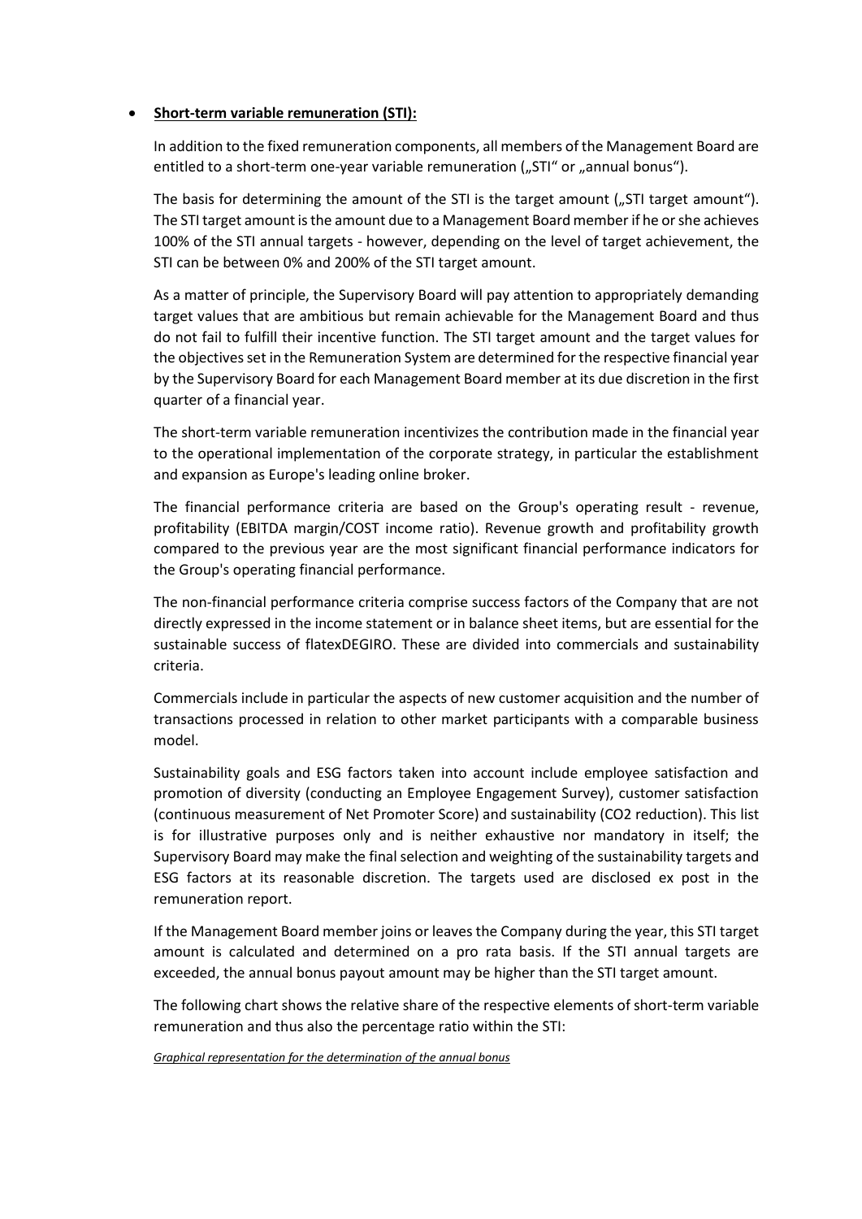- **Short-term variable remuneration (STI):**

  In addition to the fixed remuneration components, all members of the Management Board are entitled to a short-term one-year variable remuneration („STI" or „annual bonus").

  The basis for determining the amount of the STI is the target amount („STI target amount"). The STI target amount is the amount due to a Management Board member if he or she achieves 100% of the STI annual targets - however, depending on the level of target achievement, the STI can be between 0% and 200% of the STI target amount.

  As a matter of principle, the Supervisory Board will pay attention to appropriately demanding target values that are ambitious but remain achievable for the Management Board and thus do not fail to fulfill their incentive function. The STI target amount and the target values for the objectives set in the Remuneration System are determined for the respective financial year by the Supervisory Board for each Management Board member at its due discretion in the first quarter of a financial year.

  The short-term variable remuneration incentivizes the contribution made in the financial year to the operational implementation of the corporate strategy, in particular the establishment and expansion as Europe's leading online broker.

  The financial performance criteria are based on the Group's operating result - revenue, profitability (EBITDA margin/COST income ratio). Revenue growth and profitability growth compared to the previous year are the most significant financial performance indicators for the Group's operating financial performance.

  The non-financial performance criteria comprise success factors of the Company that are not directly expressed in the income statement or in balance sheet items, but are essential for the sustainable success of flatexDEGIRO. These are divided into commercials and sustainability criteria.

  Commercials include in particular the aspects of new customer acquisition and the number of transactions processed in relation to other market participants with a comparable business model.

  Sustainability goals and ESG factors taken into account include employee satisfaction and promotion of diversity (conducting an Employee Engagement Survey), customer satisfaction (continuous measurement of Net Promoter Score) and sustainability (CO2 reduction). This list is for illustrative purposes only and is neither exhaustive nor mandatory in itself; the Supervisory Board may make the final selection and weighting of the sustainability targets and ESG factors at its reasonable discretion. The targets used are disclosed ex post in the remuneration report.

  If the Management Board member joins or leaves the Company during the year, this STI target amount is calculated and determined on a pro rata basis. If the STI annual targets are exceeded, the annual bonus payout amount may be higher than the STI target amount.

  The following chart shows the relative share of the respective elements of short-term variable remuneration and thus also the percentage ratio within the STI:

  *Graphical representation for the determination of the annual bonus*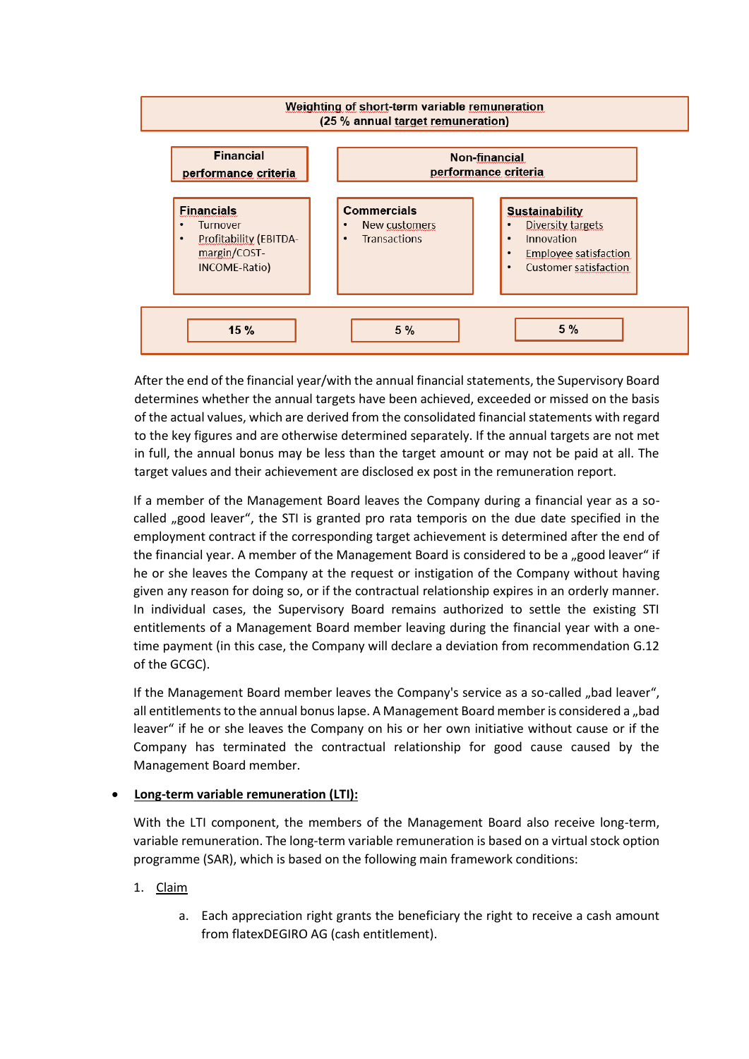| Weighting of short-term variable remuneration (25 % annual target remuneration) | | |
|---|---|---|
| **Financial performance criteria** | **Non-financial performance criteria** | |
| **Financials**<br>• Turnover<br>• Profitability (EBITDA-margin/COST-INCOME-Ratio) | **Commercials**<br>• New customers<br>• Transactions | **Sustainability**<br>• Diversity targets<br>• Innovation<br>• Employee satisfaction<br>• Customer satisfaction |
| **15 %** | **5 %** | **5 %** |

After the end of the financial year/with the annual financial statements, the Supervisory Board determines whether the annual targets have been achieved, exceeded or missed on the basis of the actual values, which are derived from the consolidated financial statements with regard to the key figures and are otherwise determined separately. If the annual targets are not met in full, the annual bonus may be less than the target amount or may not be paid at all. The target values and their achievement are disclosed ex post in the remuneration report.

If a member of the Management Board leaves the Company during a financial year as a so-called „good leaver", the STI is granted pro rata temporis on the due date specified in the employment contract if the corresponding target achievement is determined after the end of the financial year. A member of the Management Board is considered to be a „good leaver" if he or she leaves the Company at the request or instigation of the Company without having given any reason for doing so, or if the contractual relationship expires in an orderly manner. In individual cases, the Supervisory Board remains authorized to settle the existing STI entitlements of a Management Board member leaving during the financial year with a one-time payment (in this case, the Company will declare a deviation from recommendation G.12 of the GCGC).

If the Management Board member leaves the Company's service as a so-called „bad leaver", all entitlements to the annual bonus lapse. A Management Board member is considered a „bad leaver" if he or she leaves the Company on his or her own initiative without cause or if the Company has terminated the contractual relationship for good cause caused by the Management Board member.

- **Long-term variable remuneration (LTI):**

With the LTI component, the members of the Management Board also receive long-term, variable remuneration. The long-term variable remuneration is based on a virtual stock option programme (SAR), which is based on the following main framework conditions:

1. Claim

   a. Each appreciation right grants the beneficiary the right to receive a cash amount from flatexDEGIRO AG (cash entitlement).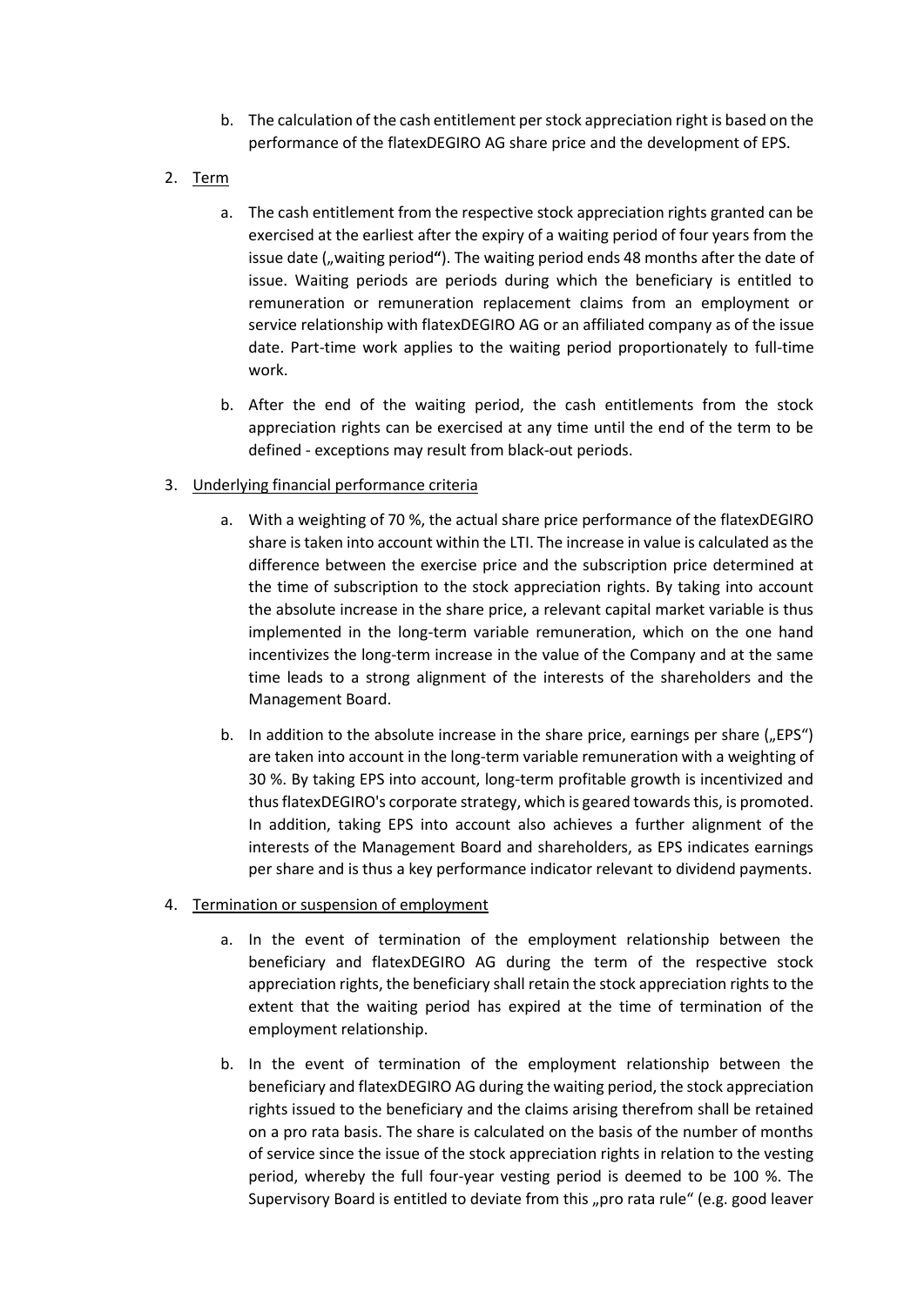b. The calculation of the cash entitlement per stock appreciation right is based on the performance of the flatexDEGIRO AG share price and the development of EPS.

2. Term

   a. The cash entitlement from the respective stock appreciation rights granted can be exercised at the earliest after the expiry of a waiting period of four years from the issue date („waiting period"). The waiting period ends 48 months after the date of issue. Waiting periods are periods during which the beneficiary is entitled to remuneration or remuneration replacement claims from an employment or service relationship with flatexDEGIRO AG or an affiliated company as of the issue date. Part-time work applies to the waiting period proportionately to full-time work.

   b. After the end of the waiting period, the cash entitlements from the stock appreciation rights can be exercised at any time until the end of the term to be defined - exceptions may result from black-out periods.

3. Underlying financial performance criteria

   a. With a weighting of 70 %, the actual share price performance of the flatexDEGIRO share is taken into account within the LTI. The increase in value is calculated as the difference between the exercise price and the subscription price determined at the time of subscription to the stock appreciation rights. By taking into account the absolute increase in the share price, a relevant capital market variable is thus implemented in the long-term variable remuneration, which on the one hand incentivizes the long-term increase in the value of the Company and at the same time leads to a strong alignment of the interests of the shareholders and the Management Board.

   b. In addition to the absolute increase in the share price, earnings per share („EPS") are taken into account in the long-term variable remuneration with a weighting of 30 %. By taking EPS into account, long-term profitable growth is incentivized and thus flatexDEGIRO's corporate strategy, which is geared towards this, is promoted. In addition, taking EPS into account also achieves a further alignment of the interests of the Management Board and shareholders, as EPS indicates earnings per share and is thus a key performance indicator relevant to dividend payments.

4. Termination or suspension of employment

   a. In the event of termination of the employment relationship between the beneficiary and flatexDEGIRO AG during the term of the respective stock appreciation rights, the beneficiary shall retain the stock appreciation rights to the extent that the waiting period has expired at the time of termination of the employment relationship.

   b. In the event of termination of the employment relationship between the beneficiary and flatexDEGIRO AG during the waiting period, the stock appreciation rights issued to the beneficiary and the claims arising therefrom shall be retained on a pro rata basis. The share is calculated on the basis of the number of months of service since the issue of the stock appreciation rights in relation to the vesting period, whereby the full four-year vesting period is deemed to be 100 %. The Supervisory Board is entitled to deviate from this „pro rata rule" (e.g. good leaver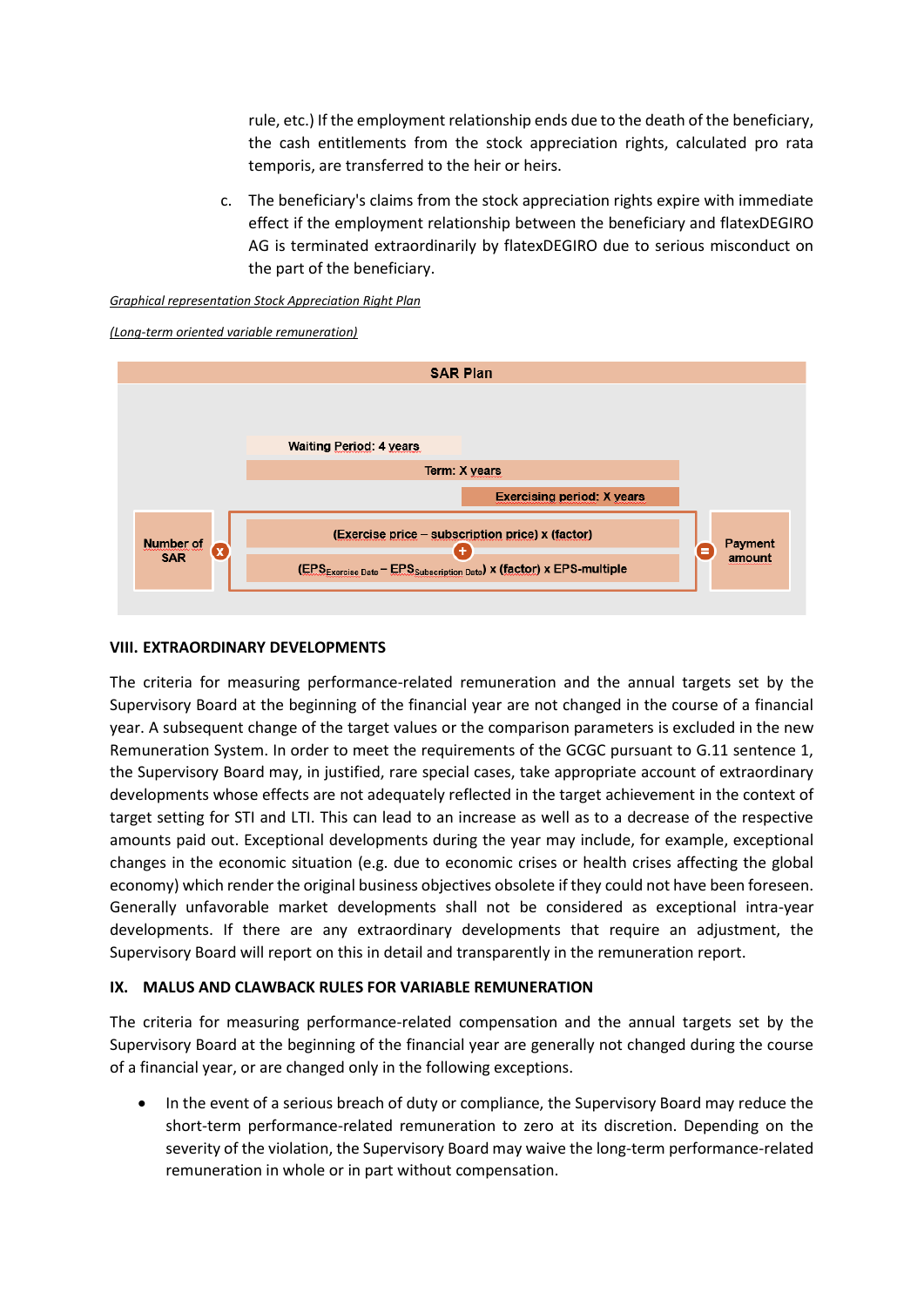rule, etc.) If the employment relationship ends due to the death of the beneficiary, the cash entitlements from the stock appreciation rights, calculated pro rata temporis, are transferred to the heir or heirs.

c. The beneficiary's claims from the stock appreciation rights expire with immediate effect if the employment relationship between the beneficiary and flatexDEGIRO AG is terminated extraordinarily by flatexDEGIRO due to serious misconduct on the part of the beneficiary.

*Graphical representation Stock Appreciation Right Plan*

*(Long-term oriented variable remuneration)*

**SAR Plan**

- Waiting Period: 4 years
- Term: X years
- Exercising period: X years

Number of SAR × [ (Exercise price – subscription price) x (factor) + ($EPS_{Exercise\ Date}$ – $EPS_{Subscription\ Date}$) x (factor) x EPS-multiple ] = Payment amount

**VIII. EXTRAORDINARY DEVELOPMENTS**

The criteria for measuring performance-related remuneration and the annual targets set by the Supervisory Board at the beginning of the financial year are not changed in the course of a financial year. A subsequent change of the target values or the comparison parameters is excluded in the new Remuneration System. In order to meet the requirements of the GCGC pursuant to G.11 sentence 1, the Supervisory Board may, in justified, rare special cases, take appropriate account of extraordinary developments whose effects are not adequately reflected in the target achievement in the context of target setting for STI and LTI. This can lead to an increase as well as to a decrease of the respective amounts paid out. Exceptional developments during the year may include, for example, exceptional changes in the economic situation (e.g. due to economic crises or health crises affecting the global economy) which render the original business objectives obsolete if they could not have been foreseen. Generally unfavorable market developments shall not be considered as exceptional intra-year developments. If there are any extraordinary developments that require an adjustment, the Supervisory Board will report on this in detail and transparently in the remuneration report.

**IX. MALUS AND CLAWBACK RULES FOR VARIABLE REMUNERATION**

The criteria for measuring performance-related compensation and the annual targets set by the Supervisory Board at the beginning of the financial year are generally not changed during the course of a financial year, or are changed only in the following exceptions.

- In the event of a serious breach of duty or compliance, the Supervisory Board may reduce the short-term performance-related remuneration to zero at its discretion. Depending on the severity of the violation, the Supervisory Board may waive the long-term performance-related remuneration in whole or in part without compensation.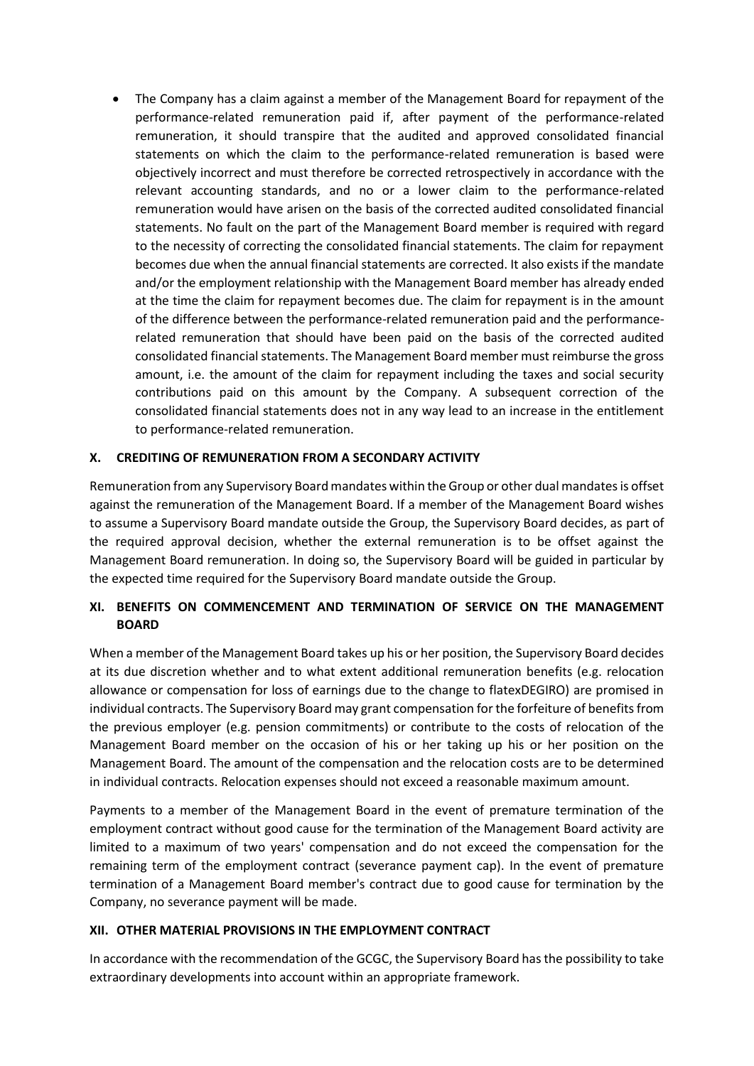- The Company has a claim against a member of the Management Board for repayment of the performance-related remuneration paid if, after payment of the performance-related remuneration, it should transpire that the audited and approved consolidated financial statements on which the claim to the performance-related remuneration is based were objectively incorrect and must therefore be corrected retrospectively in accordance with the relevant accounting standards, and no or a lower claim to the performance-related remuneration would have arisen on the basis of the corrected audited consolidated financial statements. No fault on the part of the Management Board member is required with regard to the necessity of correcting the consolidated financial statements. The claim for repayment becomes due when the annual financial statements are corrected. It also exists if the mandate and/or the employment relationship with the Management Board member has already ended at the time the claim for repayment becomes due. The claim for repayment is in the amount of the difference between the performance-related remuneration paid and the performance-related remuneration that should have been paid on the basis of the corrected audited consolidated financial statements. The Management Board member must reimburse the gross amount, i.e. the amount of the claim for repayment including the taxes and social security contributions paid on this amount by the Company. A subsequent correction of the consolidated financial statements does not in any way lead to an increase in the entitlement to performance-related remuneration.

## X. CREDITING OF REMUNERATION FROM A SECONDARY ACTIVITY

Remuneration from any Supervisory Board mandates within the Group or other dual mandates is offset against the remuneration of the Management Board. If a member of the Management Board wishes to assume a Supervisory Board mandate outside the Group, the Supervisory Board decides, as part of the required approval decision, whether the external remuneration is to be offset against the Management Board remuneration. In doing so, the Supervisory Board will be guided in particular by the expected time required for the Supervisory Board mandate outside the Group.

## XI. BENEFITS ON COMMENCEMENT AND TERMINATION OF SERVICE ON THE MANAGEMENT BOARD

When a member of the Management Board takes up his or her position, the Supervisory Board decides at its due discretion whether and to what extent additional remuneration benefits (e.g. relocation allowance or compensation for loss of earnings due to the change to flatexDEGIRO) are promised in individual contracts. The Supervisory Board may grant compensation for the forfeiture of benefits from the previous employer (e.g. pension commitments) or contribute to the costs of relocation of the Management Board member on the occasion of his or her taking up his or her position on the Management Board. The amount of the compensation and the relocation costs are to be determined in individual contracts. Relocation expenses should not exceed a reasonable maximum amount.

Payments to a member of the Management Board in the event of premature termination of the employment contract without good cause for the termination of the Management Board activity are limited to a maximum of two years' compensation and do not exceed the compensation for the remaining term of the employment contract (severance payment cap). In the event of premature termination of a Management Board member's contract due to good cause for termination by the Company, no severance payment will be made.

## XII. OTHER MATERIAL PROVISIONS IN THE EMPLOYMENT CONTRACT

In accordance with the recommendation of the GCGC, the Supervisory Board has the possibility to take extraordinary developments into account within an appropriate framework.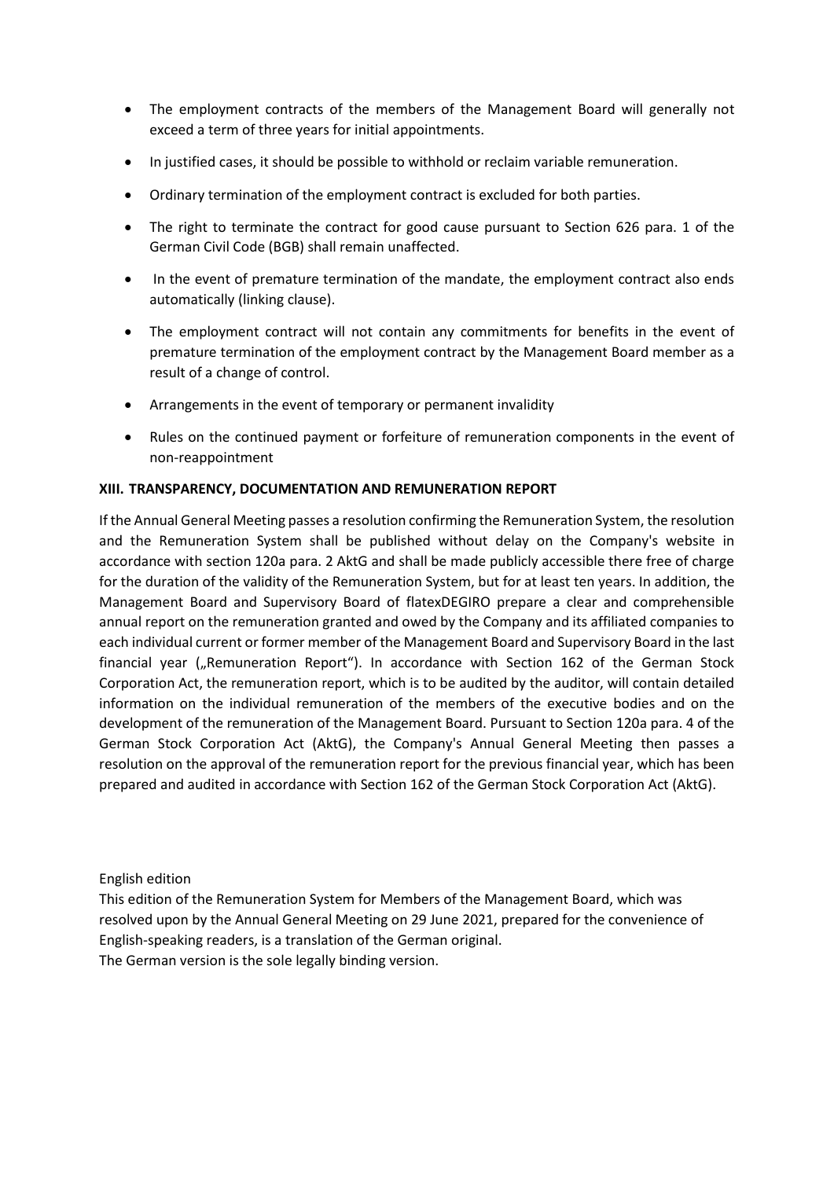- The employment contracts of the members of the Management Board will generally not exceed a term of three years for initial appointments.
- In justified cases, it should be possible to withhold or reclaim variable remuneration.
- Ordinary termination of the employment contract is excluded for both parties.
- The right to terminate the contract for good cause pursuant to Section 626 para. 1 of the German Civil Code (BGB) shall remain unaffected.
- In the event of premature termination of the mandate, the employment contract also ends automatically (linking clause).
- The employment contract will not contain any commitments for benefits in the event of premature termination of the employment contract by the Management Board member as a result of a change of control.
- Arrangements in the event of temporary or permanent invalidity
- Rules on the continued payment or forfeiture of remuneration components in the event of non-reappointment

## XIII. TRANSPARENCY, DOCUMENTATION AND REMUNERATION REPORT

If the Annual General Meeting passes a resolution confirming the Remuneration System, the resolution and the Remuneration System shall be published without delay on the Company's website in accordance with section 120a para. 2 AktG and shall be made publicly accessible there free of charge for the duration of the validity of the Remuneration System, but for at least ten years. In addition, the Management Board and Supervisory Board of flatexDEGIRO prepare a clear and comprehensible annual report on the remuneration granted and owed by the Company and its affiliated companies to each individual current or former member of the Management Board and Supervisory Board in the last financial year („Remuneration Report"). In accordance with Section 162 of the German Stock Corporation Act, the remuneration report, which is to be audited by the auditor, will contain detailed information on the individual remuneration of the members of the executive bodies and on the development of the remuneration of the Management Board. Pursuant to Section 120a para. 4 of the German Stock Corporation Act (AktG), the Company's Annual General Meeting then passes a resolution on the approval of the remuneration report for the previous financial year, which has been prepared and audited in accordance with Section 162 of the German Stock Corporation Act (AktG).

English edition

This edition of the Remuneration System for Members of the Management Board, which was resolved upon by the Annual General Meeting on 29 June 2021, prepared for the convenience of English-speaking readers, is a translation of the German original.

The German version is the sole legally binding version.